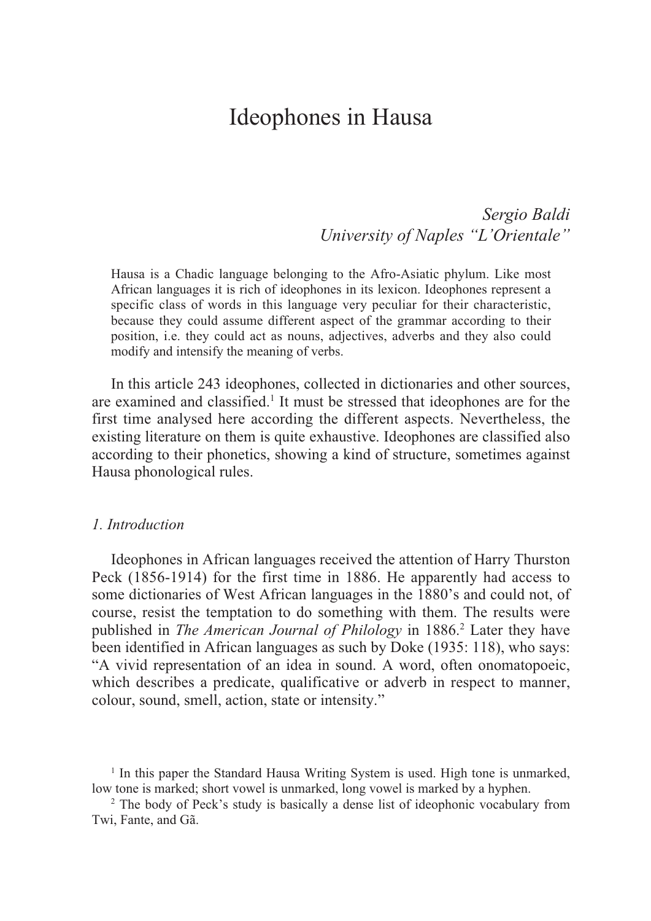# Ideophones in Hausa

*Sergio Baldi*
*University of Naples "L'Orientale"*

> Hausa is a Chadic language belonging to the Afro-Asiatic phylum. Like most African languages it is rich of ideophones in its lexicon. Ideophones represent a specific class of words in this language very peculiar for their characteristic, because they could assume different aspect of the grammar according to their position, i.e. they could act as nouns, adjectives, adverbs and they also could modify and intensify the meaning of verbs.

In this article 243 ideophones, collected in dictionaries and other sources, are examined and classified.[1] It must be stressed that ideophones are for the first time analysed here according the different aspects. Nevertheless, the existing literature on them is quite exhaustive. Ideophones are classified also according to their phonetics, showing a kind of structure, sometimes against Hausa phonological rules.

## *1. Introduction*

Ideophones in African languages received the attention of Harry Thurston Peck (1856-1914) for the first time in 1886. He apparently had access to some dictionaries of West African languages in the 1880's and could not, of course, resist the temptation to do something with them. The results were published in *The American Journal of Philology* in 1886.[2] Later they have been identified in African languages as such by Doke (1935: 118), who says: "A vivid representation of an idea in sound. A word, often onomatopoeic, which describes a predicate, qualificative or adverb in respect to manner, colour, sound, smell, action, state or intensity."

---

[1] In this paper the Standard Hausa Writing System is used. High tone is unmarked, low tone is marked; short vowel is unmarked, long vowel is marked by a hyphen.

[2] The body of Peck's study is basically a dense list of ideophonic vocabulary from Twi, Fante, and Gã.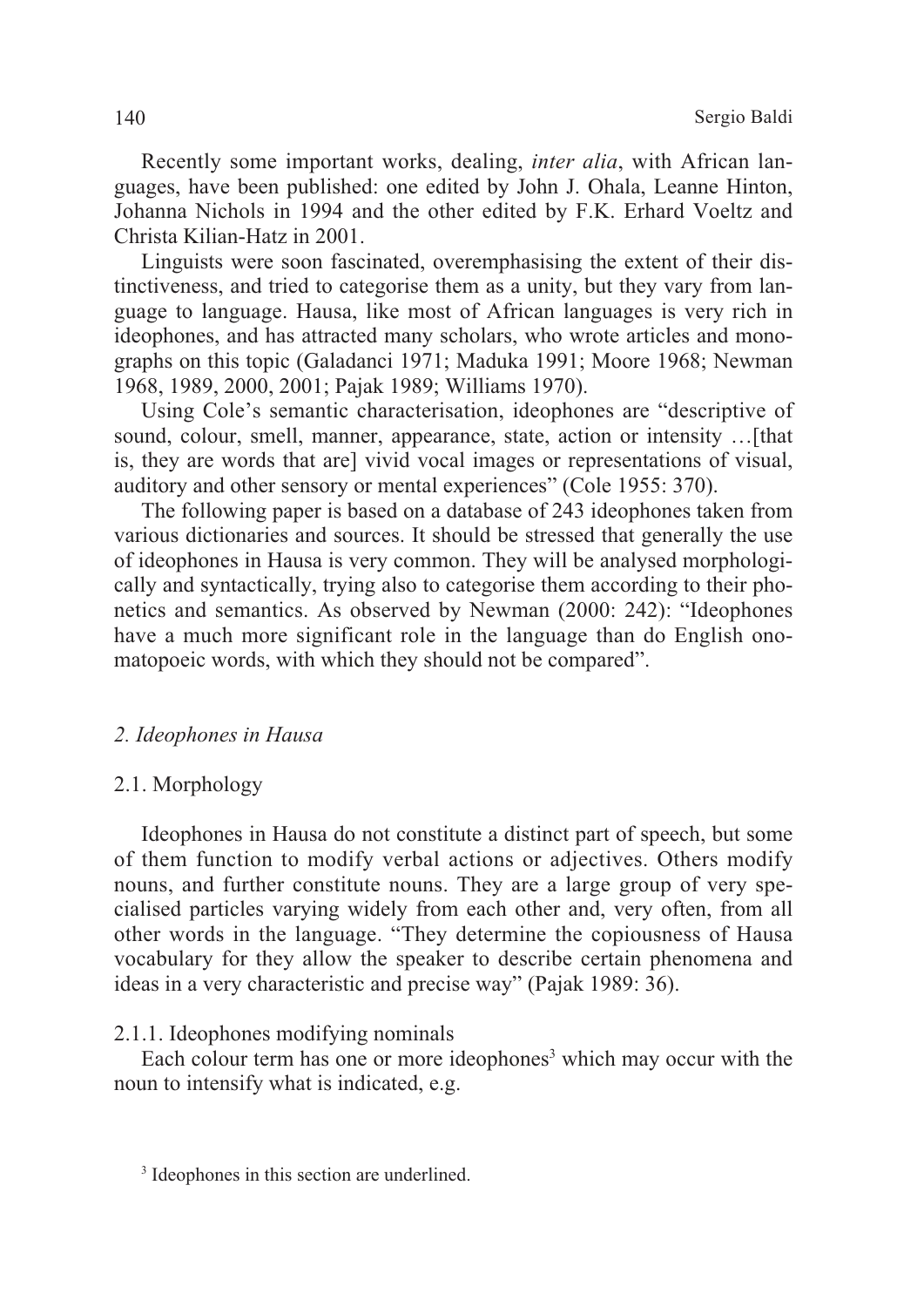Recently some important works, dealing, *inter alia*, with African languages, have been published: one edited by John J. Ohala, Leanne Hinton, Johanna Nichols in 1994 and the other edited by F.K. Erhard Voeltz and Christa Kilian-Hatz in 2001.

Linguists were soon fascinated, overemphasising the extent of their distinctiveness, and tried to categorise them as a unity, but they vary from language to language. Hausa, like most of African languages is very rich in ideophones, and has attracted many scholars, who wrote articles and monographs on this topic (Galadanci 1971; Maduka 1991; Moore 1968; Newman 1968, 1989, 2000, 2001; Pajak 1989; Williams 1970).

Using Cole's semantic characterisation, ideophones are "descriptive of sound, colour, smell, manner, appearance, state, action or intensity …[that is, they are words that are] vivid vocal images or representations of visual, auditory and other sensory or mental experiences" (Cole 1955: 370).

The following paper is based on a database of 243 ideophones taken from various dictionaries and sources. It should be stressed that generally the use of ideophones in Hausa is very common. They will be analysed morphologically and syntactically, trying also to categorise them according to their phonetics and semantics. As observed by Newman (2000: 242): "Ideophones have a much more significant role in the language than do English onomatopoeic words, with which they should not be compared".

## *2. Ideophones in Hausa*

### 2.1. Morphology

Ideophones in Hausa do not constitute a distinct part of speech, but some of them function to modify verbal actions or adjectives. Others modify nouns, and further constitute nouns. They are a large group of very specialised particles varying widely from each other and, very often, from all other words in the language. "They determine the copiousness of Hausa vocabulary for they allow the speaker to describe certain phenomena and ideas in a very characteristic and precise way" (Pajak 1989: 36).

#### 2.1.1. Ideophones modifying nominals

Each colour term has one or more ideophones[3] which may occur with the noun to intensify what is indicated, e.g.

[3] Ideophones in this section are underlined.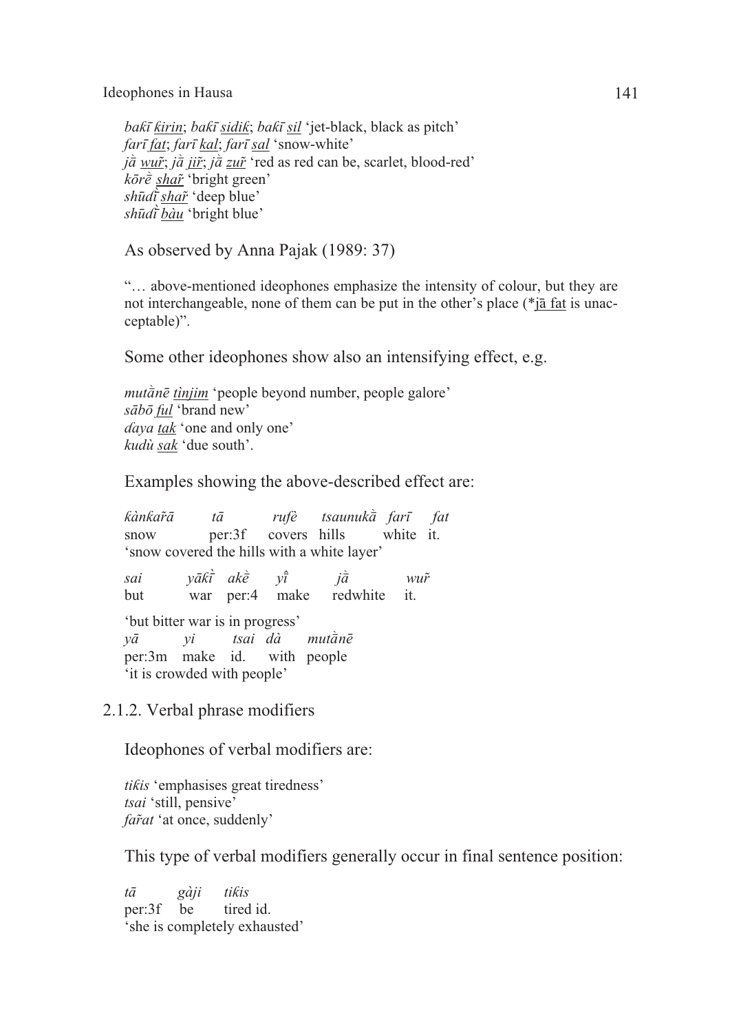*bak̃ī <u>k̃irin</u>*; *bak̃ī <u>sidik̃</u>*; *bak̃ī <u>sil</u>* 'jet-black, black as pitch'
*farī <u>fat</u>*; *farī <u>kal</u>*; *farī <u>sal</u>* 'snow-white'
*jā̀ <u>wuř</u>*; *jā̀ <u>jiř</u>*; *jā̀ <u>zuř</u>* 'red as red can be, scarlet, blood-red'
*kōrḕ <u>shař</u>* 'bright green'
*shūdī̀ <u>shař</u>* 'deep blue'
*shūdī̀ <u>bàu</u>* 'bright blue'

As observed by Anna Pajak (1989: 37)

"… above-mentioned ideophones emphasize the intensity of colour, but they are not interchangeable, none of them can be put in the other's place (*<u>jā fat</u> is unacceptable)".

Some other ideophones show also an intensifying effect, e.g.

*mutā̀nē <u>tìnjim</u>* 'people beyond number, people galore'
*sābō <u>ful</u>* 'brand new'
*ɗaya <u>tak</u>* 'one and only one'
*kudù <u>sak</u>* 'due south'.

Examples showing the above-described effect are:

*k̃ànk̃ařā tā rufè tsaunukā̀ farī fat*
snow per:3f covers hills white it.
'snow covered the hills with a white layer'

*sai yāk̃ī̀ akḕ yî jā̀ wuř*
but war per:4 make redwhite it.

'but bitter war is in progress'
*yā yi tsai dà mutā̀nē*
per:3m make id. with people
'it is crowded with people'

### 2.1.2. Verbal phrase modifiers

Ideophones of verbal modifiers are:

*tik̃is* 'emphasises great tiredness'
*tsai* 'still, pensive'
*fařat* 'at once, suddenly'

This type of verbal modifiers generally occur in final sentence position:

*tā gàji tik̃is*
per:3f be tired id.
'she is completely exhausted'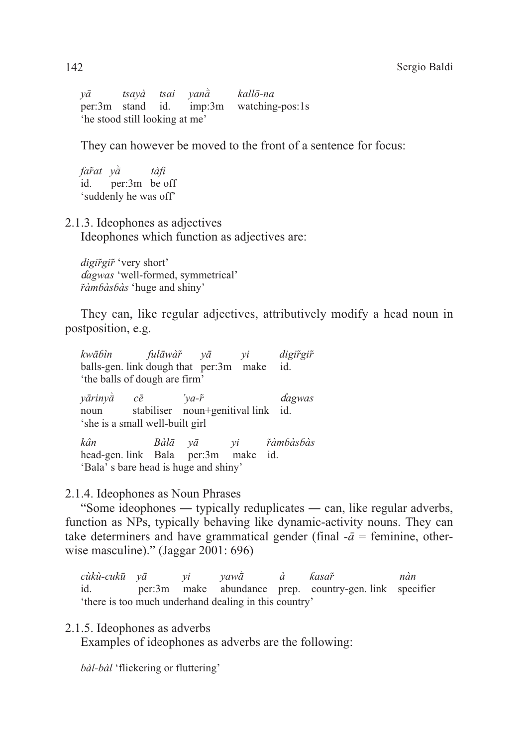*yā tsayà tsai yanā̀ kallō-na*
per:3m stand id. imp:3m watching-pos:1s
'he stood still looking at me'

They can however be moved to the front of a sentence for focus:

*far̃at yā̀ tàfi*
id. per:3m be off
'suddenly he was off'

2.1.3. Ideophones as adjectives

Ideophones which function as adjectives are:

*digir̃gir̃* 'very short'
*ɗagwas* 'well-formed, symmetrical'
*r̃àmɓàsɓàs* 'huge and shiny'

They can, like regular adjectives, attributively modify a head noun in postposition, e.g.

*kwāɓìn fulāwàr̃ yā yi digir̃gir̃*
balls-gen. link dough that per:3m make id.
'the balls of dough are firm'

*yārinyā̀ cē 'ya-r̃ ɗagwas*
noun stabiliser noun+genitival link id.
'she is a small well-built girl

*kân Bàlā yā yi r̃àmɓàsɓàs*
head-gen. link Bala per:3m make id.
'Bala' s bare head is huge and shiny'

2.1.4. Ideophones as Noun Phrases

"Some ideophones — typically reduplicates — can, like regular adverbs, function as NPs, typically behaving like dynamic-activity nouns. They can take determiners and have grammatical gender (final -*ā* = feminine, otherwise masculine)." (Jaggar 2001: 696)

*cùkù-cukū yā yi yawā̀ à ƙasar̃ nàn*
id. per:3m make abundance prep. country-gen. link specifier
'there is too much underhand dealing in this country'

2.1.5. Ideophones as adverbs

Examples of ideophones as adverbs are the following:

*bàl-bàl* 'flickering or fluttering'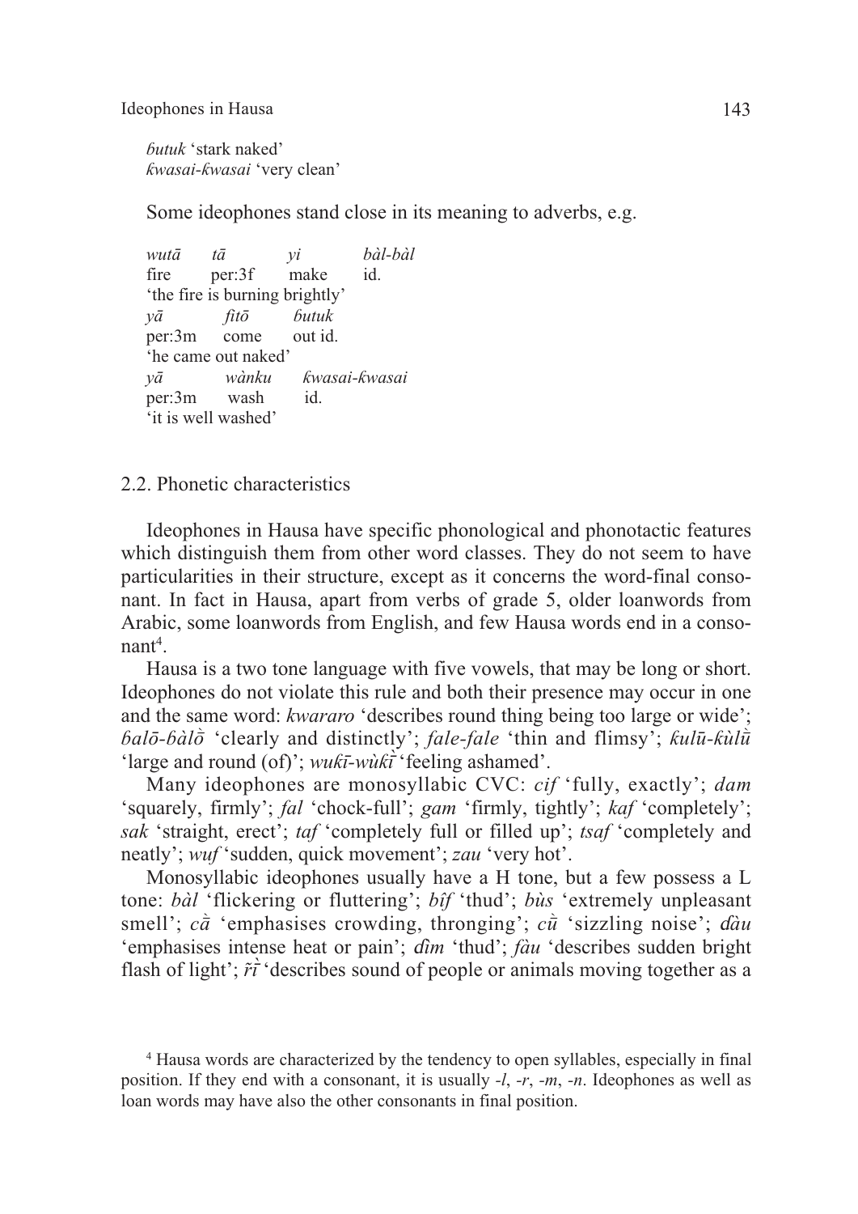*ɓutuk* 'stark naked'
*ƙwasai-ƙwasai* 'very clean'

Some ideophones stand close in its meaning to adverbs, e.g.

*wutā* *tā* *yi* *bàl-bàl*
fire per:3f make id.
'the fire is burning brightly'
*yā* *fitō* *ɓutuk*
per:3m come out id.
'he came out naked'
*yā* *wànku* *ƙwasai-ƙwasai*
per:3m wash id.
'it is well washed'

## 2.2. Phonetic characteristics

Ideophones in Hausa have specific phonological and phonotactic features which distinguish them from other word classes. They do not seem to have particularities in their structure, except as it concerns the word-final consonant. In fact in Hausa, apart from verbs of grade 5, older loanwords from Arabic, some loanwords from English, and few Hausa words end in a consonant[4].

Hausa is a two tone language with five vowels, that may be long or short. Ideophones do not violate this rule and both their presence may occur in one and the same word: *kwararo* 'describes round thing being too large or wide'; *ɓalō-ɓàlṑ* 'clearly and distinctly'; *fale-fale* 'thin and flimsy'; *ƙulū-ƙùlṻ* 'large and round (of)'; *wuƙī-wùƙī̀* 'feeling ashamed'.

Many ideophones are monosyllabic CVC: *cif* 'fully, exactly'; *dam* 'squarely, firmly'; *fal* 'chock-full'; *gam* 'firmly, tightly'; *kaf* 'completely'; *sak* 'straight, erect'; *taf* 'completely full or filled up'; *tsaf* 'completely and neatly'; *wuf* 'sudden, quick movement'; *zau* 'very hot'.

Monosyllabic ideophones usually have a H tone, but a few possess a L tone: *bàl* 'flickering or fluttering'; *bîf* 'thud'; *bùs* 'extremely unpleasant smell'; *cā̀* 'emphasises crowding, thronging'; *cū̀* 'sizzling noise'; *ɗàu* 'emphasises intense heat or pain'; *ɗìm* 'thud'; *fàu* 'describes sudden bright flash of light'; *r̃ī̀* 'describes sound of people or animals moving together as a

[4] Hausa words are characterized by the tendency to open syllables, especially in final position. If they end with a consonant, it is usually *-l*, *-r*, *-m*, *-n*. Ideophones as well as loan words may have also the other consonants in final position.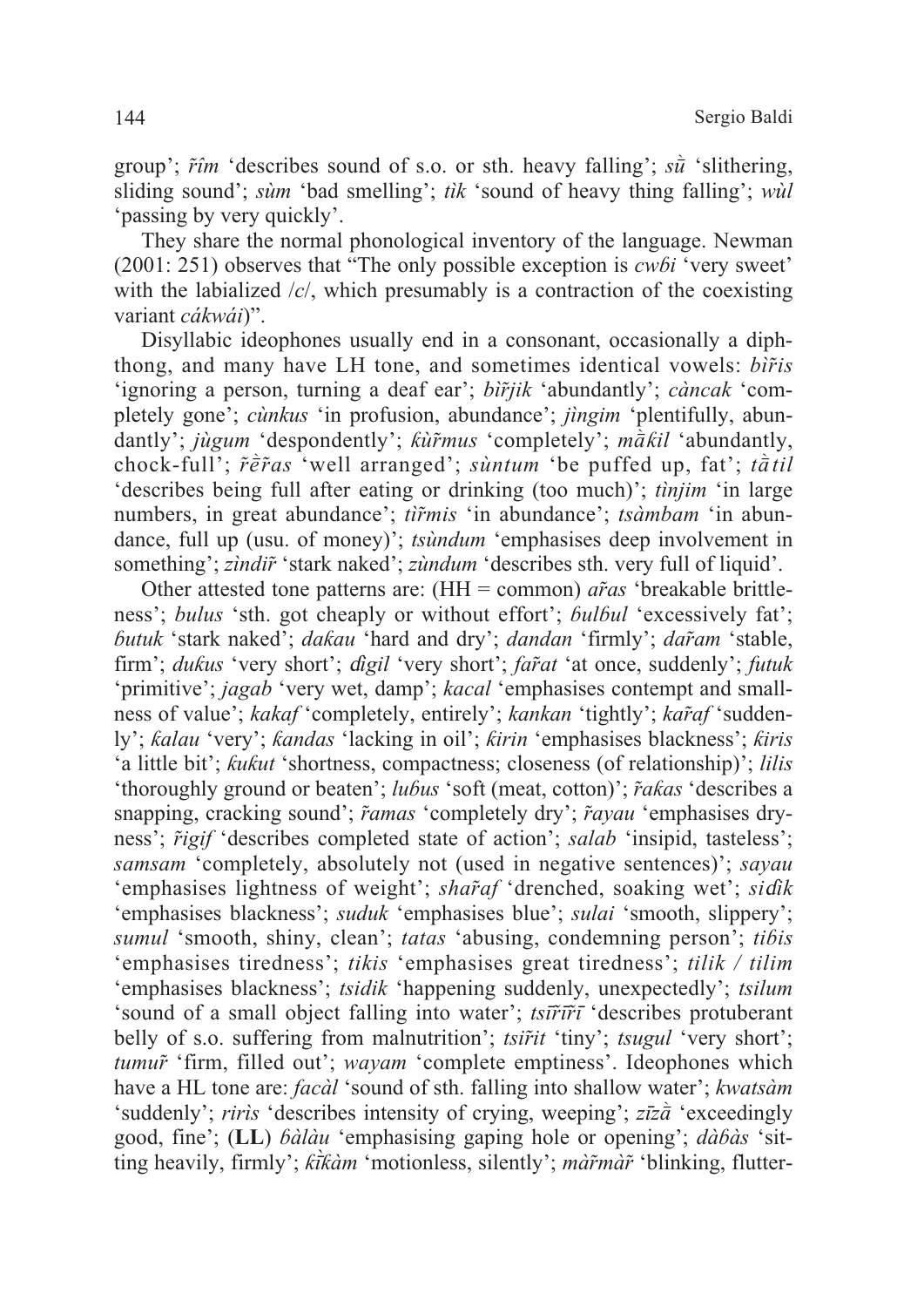group'; *r̃îm* 'describes sound of s.o. or sth. heavy falling'; *sù̃* 'slithering, sliding sound'; *sùm* 'bad smelling'; *tìk* 'sound of heavy thing falling'; *wùl* 'passing by very quickly'.

They share the normal phonological inventory of the language. Newman (2001: 251) observes that "The only possible exception is *cwɓi* 'very sweet' with the labialized /c/, which presumably is a contraction of the coexisting variant *cákwái*)".

Disyllabic ideophones usually end in a consonant, occasionally a diphthong, and many have LH tone, and sometimes identical vowels: *bìr̃is* 'ignoring a person, turning a deaf ear'; *bìr̃jik* 'abundantly'; *càncak* 'completely gone'; *cùnkus* 'in profusion, abundance'; *jìngim* 'plentifully, abundantly'; *jùgum* 'despondently'; *ƙùr̃mus* 'completely'; *mā̀ƙil* 'abundantly, chock-full'; *r̃ḕr̃as* 'well arranged'; *sùntum* 'be puffed up, fat'; *tā̀til* 'describes being full after eating or drinking (too much)'; *tìnjim* 'in large numbers, in great abundance'; *tìr̃mis* 'in abundance'; *tsàmbam* 'in abundance, full up (usu. of money)'; *tsùndum* 'emphasises deep involvement in something'; *zìndir̃* 'stark naked'; *zùndum* 'describes sth. very full of liquid'.

Other attested tone patterns are: (HH = common) *ar̃as* 'breakable brittleness'; *bulus* 'sth. got cheaply or without effort'; *ɓulɓul* 'excessively fat'; *ɓutuk* 'stark naked'; *daƙau* 'hard and dry'; *dandan* 'firmly'; *dar̃am* 'stable, firm'; *duƙus* 'very short'; *ɗigil* 'very short'; *far̃at* 'at once, suddenly'; *futuk* 'primitive'; *jagab* 'very wet, damp'; *kacal* 'emphasises contempt and smallness of value'; *kakaf* 'completely, entirely'; *kankan* 'tightly'; *kar̃af* 'suddenly'; *ƙalau* 'very'; *ƙandas* 'lacking in oil'; *ƙirin* 'emphasises blackness'; *ƙiris* 'a little bit'; *ƙuƙut* 'shortness, compactness; closeness (of relationship)'; *lilis* 'thoroughly ground or beaten'; *luɓus* 'soft (meat, cotton)'; *r̃aƙas* 'describes a snapping, cracking sound'; *r̃amas* 'completely dry'; *r̃ayau* 'emphasises dryness'; *r̃igif* 'describes completed state of action'; *salab* 'insipid, tasteless'; *samsam* 'completely, absolutely not (used in negative sentences)'; *sayau* 'emphasises lightness of weight'; *shar̃af* 'drenched, soaking wet'; *siɗik* 'emphasises blackness'; *suduk* 'emphasises blue'; *sulai* 'smooth, slippery'; *sumul* 'smooth, shiny, clean'; *tatas* 'abusing, condemning person'; *tiɓis* 'emphasises tiredness'; *tikis* 'emphasises great tiredness'; *tilik / tilim* 'emphasises blackness'; *tsidik* 'happening suddenly, unexpectedly'; *tsilum* 'sound of a small object falling into water'; *tsīr̃īr̃ī* 'describes protuberant belly of s.o. suffering from malnutrition'; *tsir̃it* 'tiny'; *tsugul* 'very short'; *tumur̃* 'firm, filled out'; *wayam* 'complete emptiness'. Ideophones which have a HL tone are: *facàl* 'sound of sth. falling into shallow water'; *kwatsàm* 'suddenly'; *rirìs* 'describes intensity of crying, weeping'; *zīzā̀* 'exceedingly good, fine'; (**LL**) *ɓàlàu* 'emphasising gaping hole or opening'; *dàɓàs* 'sitting heavily, firmly'; *ƙī̀ƙàm* 'motionless, silently'; *màr̃màr̃* 'blinking, flutter-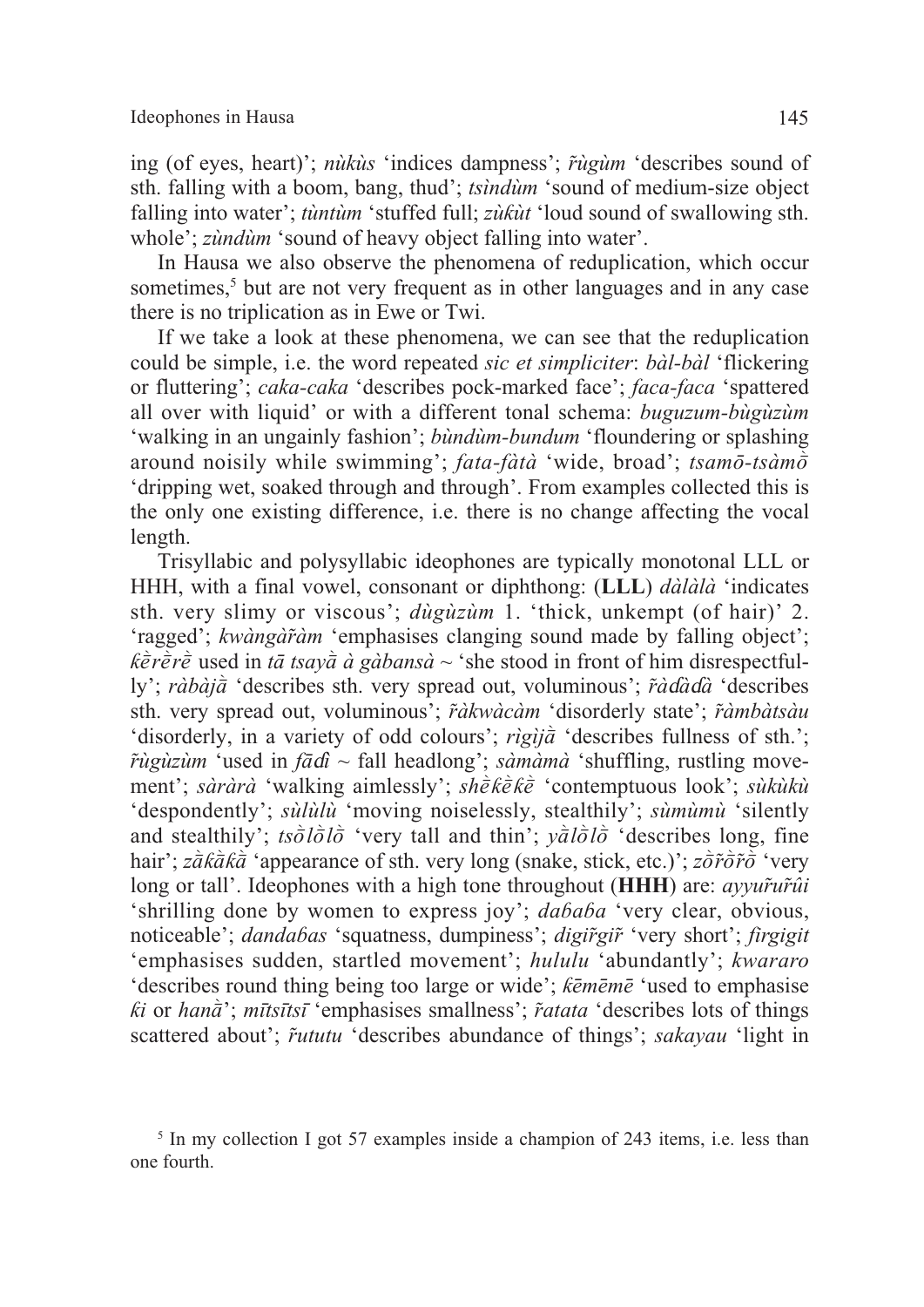ing (of eyes, heart)'; *nùkùs* 'indices dampness'; *r̃ùgùm* 'describes sound of sth. falling with a boom, bang, thud'; *tsìndùm* 'sound of medium-size object falling into water'; *tùntùm* 'stuffed full; *zùƙùt* 'loud sound of swallowing sth. whole'; *zùndùm* 'sound of heavy object falling into water'.

In Hausa we also observe the phenomena of reduplication, which occur sometimes,[5] but are not very frequent as in other languages and in any case there is no triplication as in Ewe or Twi.

If we take a look at these phenomena, we can see that the reduplication could be simple, i.e. the word repeated *sic et simpliciter*: *bàl-bàl* 'flickering or fluttering'; *caka-caka* 'describes pock-marked face'; *faca-faca* 'spattered all over with liquid' or with a different tonal schema: *buguzum-bùgùzùm* 'walking in an ungainly fashion'; *bùndùm-bundum* 'floundering or splashing around noisily while swimming'; *fata-fàtà* 'wide, broad'; *tsamō-tsàmṑ* 'dripping wet, soaked through and through'. From examples collected this is the only one existing difference, i.e. there is no change affecting the vocal length.

Trisyllabic and polysyllabic ideophones are typically monotonal LLL or HHH, with a final vowel, consonant or diphthong: (**LLL**) *dàlàlà* 'indicates sth. very slimy or viscous'; *dùgùzùm* 1. 'thick, unkempt (of hair)' 2. 'ragged'; *kwàngàr̃àm* 'emphasises clanging sound made by falling object'; *ƙḕrḕrḕ* used in *tā tsayā̀ à gàbansà* ~ 'she stood in front of him disrespectfully'; *ràbàjā̀* 'describes sth. very spread out, voluminous'; *r̃àɗàɗà* 'describes sth. very spread out, voluminous'; *r̃àkwàcàm* 'disorderly state'; *r̃àmbàtsàu* 'disorderly, in a variety of odd colours'; *rìgìjā̀* 'describes fullness of sth.'; *r̃ùgùzùm* 'used in *fāɗì* ~ fall headlong'; *sàmàmà* 'shuffling, rustling movement'; *sàràrà* 'walking aimlessly'; *shḕƙḕƙḕ* 'contemptuous look'; *sùkùkù* 'despondently'; *sùlùlù* 'moving noiselessly, stealthily'; *sùmùmù* 'silently and stealthily'; *tsṑlṑlṑ* 'very tall and thin'; *yā̀lṑlṑ* 'describes long, fine hair'; *zā̀ƙā̀ƙā̀* 'appearance of sth. very long (snake, stick, etc.)'; *zṑr̃ṑr̃ṑ* 'very long or tall'. Ideophones with a high tone throughout (**HHH**) are: *ayyur̃ur̃ûi* 'shrilling done by women to express joy'; *daɓaɓa* 'very clear, obvious, noticeable'; *dandaɓas* 'squatness, dumpiness'; *digir̃gir̃* 'very short'; *firgigit* 'emphasises sudden, startled movement'; *hululu* 'abundantly'; *kwararo* 'describes round thing being too large or wide'; *ƙēmēmē* 'used to emphasise *ƙi* or *hanā̀*'; *mītsītsī* 'emphasises smallness'; *r̃atata* 'describes lots of things scattered about'; *r̃ututu* 'describes abundance of things'; *sakayau* 'light in

---

[5] In my collection I got 57 examples inside a champion of 243 items, i.e. less than one fourth.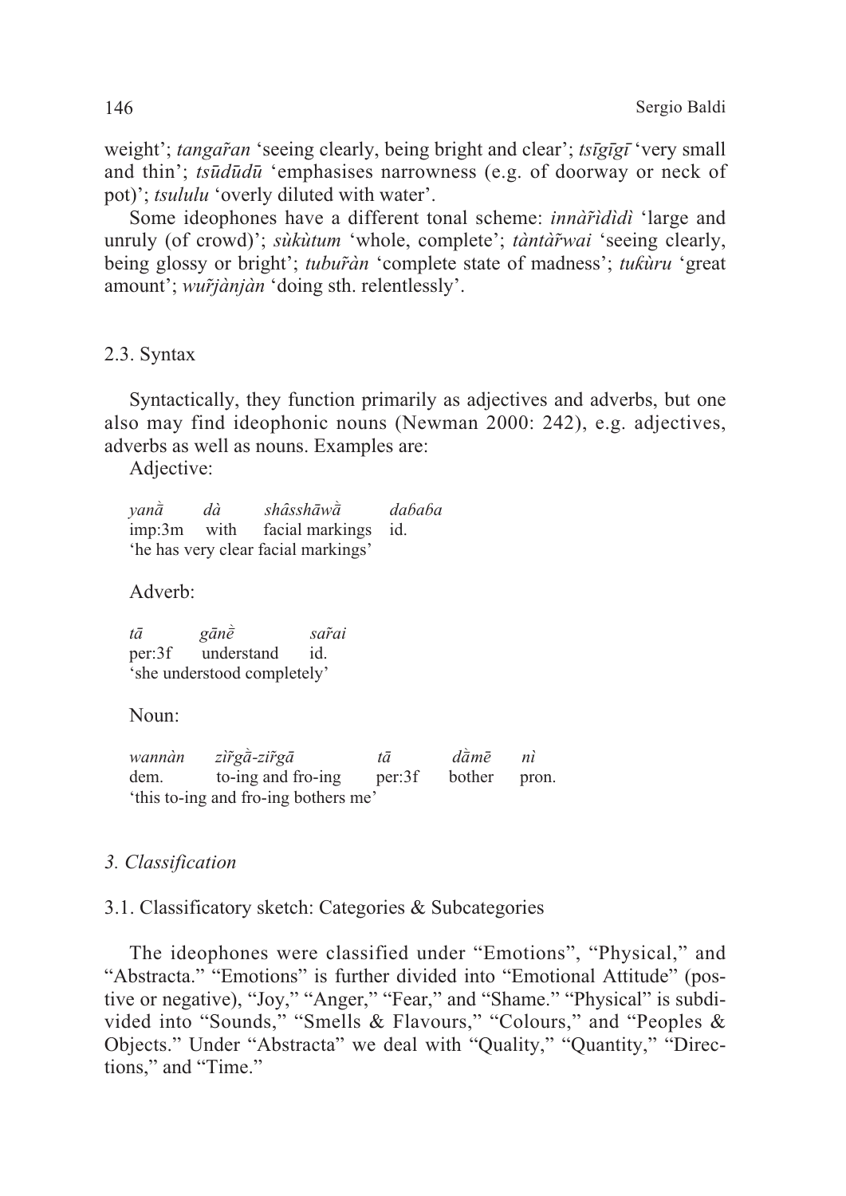weight'; *tangar̃an* 'seeing clearly, being bright and clear'; *tsīgīgī* 'very small and thin'; *tsūdūdū* 'emphasises narrowness (e.g. of doorway or neck of pot)'; *tsululu* 'overly diluted with water'.

Some ideophones have a different tonal scheme: *innàr̃ìdìdì* 'large and unruly (of crowd)'; *sùkùtum* 'whole, complete'; *tàntàr̃wai* 'seeing clearly, being glossy or bright'; *tubur̃àn* 'complete state of madness'; *tuƙùru* 'great amount'; *wur̃jànjàn* 'doing sth. relentlessly'.

## 2.3. Syntax

Syntactically, they function primarily as adjectives and adverbs, but one also may find ideophonic nouns (Newman 2000: 242), e.g. adjectives, adverbs as well as nouns. Examples are:

Adjective:

| *yanā̀* | *dà* | *shâsshāwā̀* | *daɓaɓa* |
|---|---|---|---|
| imp:3m | with | facial markings | id. |

'he has very clear facial markings'

Adverb:

| *tā* | *gānḕ* | *sar̃ai* |
|---|---|---|
| per:3f | understand | id. |

'she understood completely'

Noun:

| *wannàn* | *zìr̃gā̀-zir̃gā* | *tā* | *dā̀mē* | *nì* |
|---|---|---|---|---|
| dem. | to-ing and fro-ing | per:3f | bother | pron. |

'this to-ing and fro-ing bothers me'

## *3. Classification*

### 3.1. Classificatory sketch: Categories & Subcategories

The ideophones were classified under "Emotions", "Physical," and "Abstracta." "Emotions" is further divided into "Emotional Attitude" (postive or negative), "Joy," "Anger," "Fear," and "Shame." "Physical" is subdivided into "Sounds," "Smells & Flavours," "Colours," and "Peoples & Objects." Under "Abstracta" we deal with "Quality," "Quantity," "Directions," and "Time."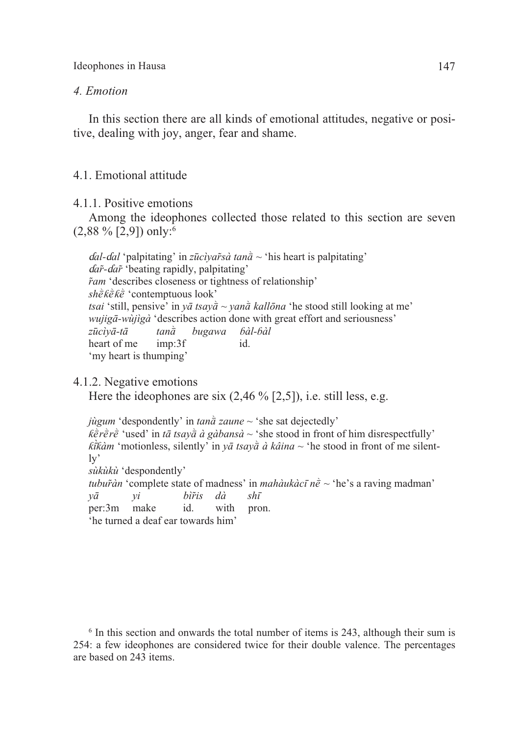## 4. Emotion

In this section there are all kinds of emotional attitudes, negative or positive, dealing with joy, anger, fear and shame.

### 4.1. Emotional attitude

#### 4.1.1. Positive emotions

Among the ideophones collected those related to this section are seven (2,88 % [2,9]) only:[6]

*ɗal-ɗal* 'palpitating' in *zūcìyar̃sà tanā̀* ~ 'his heart is palpitating'
*ɗar̃-ɗar̃* 'beating rapidly, palpitating'
*r̃am* 'describes closeness or tightness of relationship'
*shḕƙḕƙē* 'contemptuous look'
*tsai* 'still, pensive' in *yā tsayā̀ ~ yanā̀ kallōna* 'he stood still looking at me'
*wujigā-wùjìgà* 'describes action done with great effort and seriousness'

| *zūcìyā-tā* | *tanā̀* | *bugawa* | *ɓàl-ɓàl* |
|---|---|---|---|
| heart of me | imp:3f | | id. |

'my heart is thumping'

#### 4.1.2. Negative emotions

Here the ideophones are six (2,46 % [2,5]), i.e. still less, e.g.

*jùgum* 'despondently' in *tanā̀ zaune* ~ 'she sat dejectedly'
*ƙḕrḕrḕ* 'used' in *tā tsayā̀ à gàbansà* ~ 'she stood in front of him disrespectfully'
*ƙī̀ƙàm* 'motionless, silently' in *yā tsayā̀ à kâina* ~ 'he stood in front of me silently'
*sùkùkù* 'despondently'
*tubur̃àn* 'complete state of madness' in *mahàukàcī nḕ* ~ 'he's a raving madman'

| *yā* | *yi* | *bìr̃is* | *dà* | *shī* |
|---|---|---|---|---|
| per:3m | make | id. | with | pron. |

'he turned a deaf ear towards him'

[6] In this section and onwards the total number of items is 243, although their sum is 254: a few ideophones are considered twice for their double valence. The percentages are based on 243 items.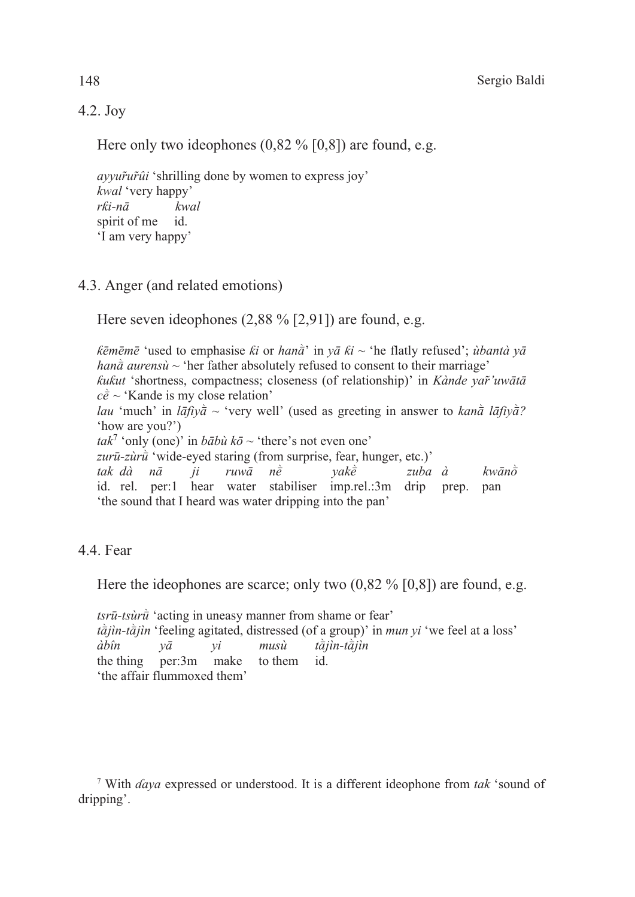## 4.2. Joy

Here only two ideophones (0,82 % [0,8]) are found, e.g.

*ayyur̃ur̃ûi* 'shrilling done by women to express joy'
*kwal* 'very happy'

| *rƙi-nā* | *kwal* |
|---|---|
| spirit of me | id. |

'I am very happy'

## 4.3. Anger (and related emotions)

Here seven ideophones (2,88 % [2,91]) are found, e.g.

*ƙēmēmē* 'used to emphasise *ƙi* or *hanā̀*' in *yā ƙi* ~ 'he flatly refused'; *ùbantà yā hanā̀ aurensù* ~ 'her father absolutely refused to consent to their marriage'
*ƙuƙut* 'shortness, compactness; closeness (of relationship)' in *Kànde yar̃'uwātā cḕ* ~ 'Kande is my close relation'
*lau* 'much' in *lāfiyā̀* ~ 'very well' (used as greeting in answer to *kanā̀ lāfiyā̀?* 'how are you?')
*tak*[7] 'only (one)' in *bābù kō* ~ 'there's not even one'
*zurū-zùrū̀* 'wide-eyed staring (from surprise, fear, hunger, etc.)'

| *tak* | *dà* | *nā* | *ji* | *ruwā* | *nḕ* | *yakḕ* | *zuba* | *à* | *kwānṑ* |
|---|---|---|---|---|---|---|---|---|---|
| id. | rel. | per:1 | hear | water | stabiliser | imp.rel.:3m | drip | prep. | pan |

'the sound that I heard was water dripping into the pan'

## 4.4. Fear

Here the ideophones are scarce; only two (0,82 % [0,8]) are found, e.g.

*tsrū-tsùrū̀* 'acting in uneasy manner from shame or fear'
*tā̀jìn-tā̀jìn* 'feeling agitated, distressed (of a group)' in *mun yi* 'we feel at a loss'

| *àbîn* | *yā* | *yi* | *musù* | *tā̀jìn-tā̀jìn* |
|---|---|---|---|---|
| the thing | per:3m | make | to them | id. |

'the affair flummoxed them'

[7] With *ɗaya* expressed or understood. It is a different ideophone from *tak* 'sound of dripping'.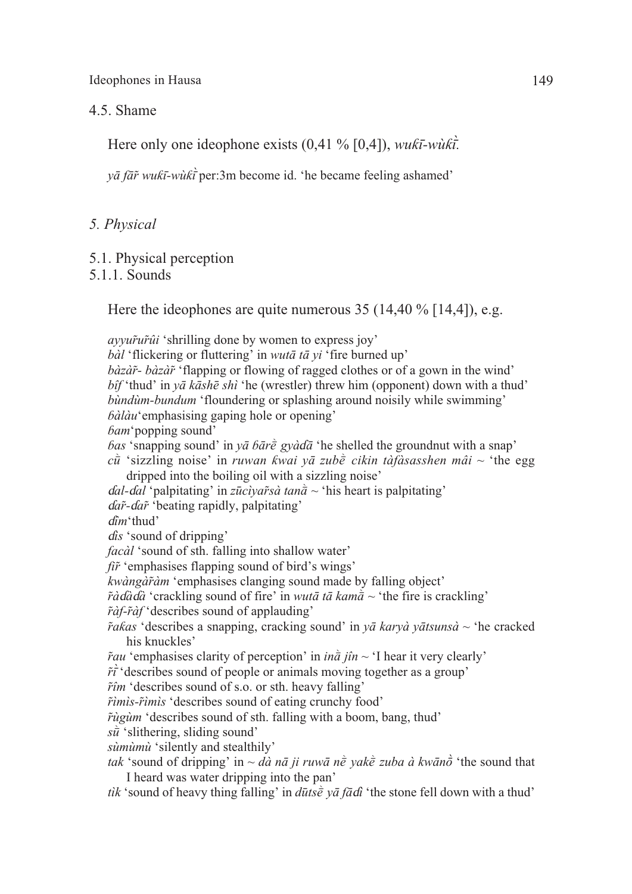## 4.5. Shame

Here only one ideophone exists (0,41 % [0,4]), *wuƙī-wùƙī̀.*

*yā fā̃r wuƙī-wùƙī̀* per:3m become id. 'he became feeling ashamed'

## *5. Physical*

## 5.1. Physical perception

### 5.1.1. Sounds

Here the ideophones are quite numerous 35 (14,40 % [14,4]), e.g.

*ayyur̃ur̃ûi* 'shrilling done by women to express joy'
*bàl* 'flickering or fluttering' in *wutā tā yi* 'fire burned up'
*bàzàr̃- bàzàr̃* 'flapping or flowing of ragged clothes or of a gown in the wind'
*bîf* 'thud' in *yā kāshē shì* 'he (wrestler) threw him (opponent) down with a thud'
*bùndùm-bundum* 'floundering or splashing around noisily while swimming'
*ɓàlàu* 'emphasising gaping hole or opening'
*ɓam* 'popping sound'
*ɓas* 'snapping sound' in *yā ɓārḕ gyàɗā* 'he shelled the groundnut with a snap'
*c�villā* 'sizzling noise' in *ruwan ƙwai yā zubḕ cikin tàfàsasshen mâi* ~ 'the egg dripped into the boiling oil with a sizzling noise'
*ɗal-ɗal* 'palpitating' in *zūcìyar̃sà tanā̀* ~ 'his heart is palpitating'
*ɗar̃-ɗar̃* 'beating rapidly, palpitating'
*ɗîm* 'thud'
*ɗìs* 'sound of dripping'
*facàl* 'sound of sth. falling into shallow water'
*fìr̃* 'emphasises flapping sound of bird's wings'
*kwàngàr̃àm* 'emphasises clanging sound made by falling object'
*r̃àɗàɗà* 'crackling sound of fire' in *wutā tā kamā̀* ~ 'the fire is crackling'
*r̃àf-r̃àf* 'describes sound of applauding'
*r̃aƙas* 'describes a snapping, cracking sound' in *yā karyà yātsunsà* ~ 'he cracked his knuckles'
*r̃au* 'emphasises clarity of perception' in *inā̀ jîn* ~ 'I hear it very clearly'
*r̃ī̀* 'describes sound of people or animals moving together as a group'
*r̃îm* 'describes sound of s.o. or sth. heavy falling'
*r̃ìmìs-r̃ìmìs* 'describes sound of eating crunchy food'
*r̃ùgùm* 'describes sound of sth. falling with a boom, bang, thud'
*sū̀* 'slithering, sliding sound'
*sùmùmù* 'silently and stealthily'
*tak* 'sound of dripping' in ~ *dà nā ji ruwā nḕ yakḕ zuba à kwānṑ* 'the sound that I heard was water dripping into the pan'
*tìk* 'sound of heavy thing falling' in *dūtsḕ yā fāɗì* 'the stone fell down with a thud'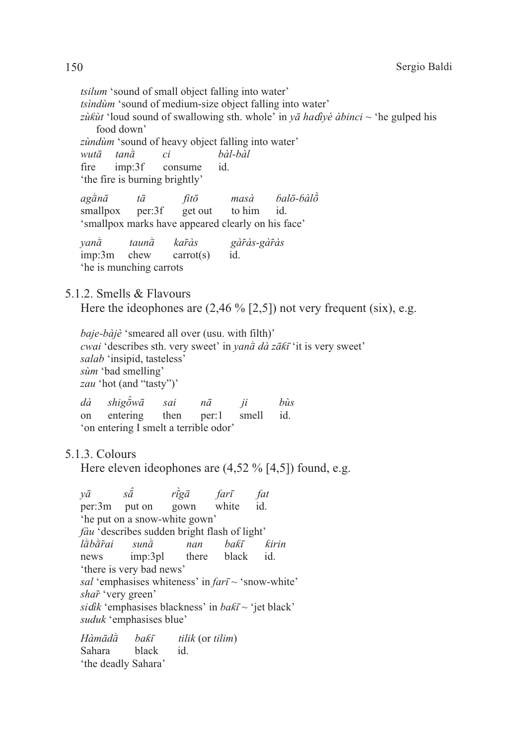*tsilum* 'sound of small object falling into water'
*tsìndùm* 'sound of medium-size object falling into water'
*zùƙùt* 'loud sound of swallowing sth. whole' in *yā haɗìyè àbinci* ~ 'he gulped his food down'
*zùndùm* 'sound of heavy object falling into water'

*wutā tanā̀ ci bàl-bàl*
fire imp:3f consume id.
'the fire is burning brightly'

*agā̀nā tā fìtō masà ɓalō-ɓàlṑ*
smallpox per:3f get out to him id.
'smallpox marks have appeared clearly on his face'

*yanā̀ taunā̀ kar̃às gàr̃às-gàr̃às*
imp:3m chew carrot(s) id.
'he is munching carrots

### 5.1.2. Smells & Flavours

Here the ideophones are (2,46 % [2,5]) not very frequent (six), e.g.

*baje-bàjè* 'smeared all over (usu. with filth)'
*cwai* 'describes sth. very sweet' in *yanā̀ dà zāƙī* 'it is very sweet'
*salab* 'insipid, tasteless'
*sùm* 'bad smelling'
*zau* 'hot (and "tasty")'

*dà shigô̄wā sai nā ji bùs*
on entering then per:1 smell id.
'on entering I smelt a terrible odor'

### 5.1.3. Colours

Here eleven ideophones are (4,52 % [4,5]) found, e.g.

*yā sâ̄ rī̀gā farī fat*
per:3m put on gown white id.
'he put on a snow-white gown'
*fàu* 'describes sudden bright flash of light'

*lā̀bā̀r̃ai sunā̀ nan baƙī ƙirin*
news imp:3pl there black id.
'there is very bad news'
*sal* 'emphasises whiteness' in *farī* ~ 'snow-white'
*shar̃* 'very green'
*siɗìk* 'emphasises blackness' in *baƙī* ~ 'jet black'
*suduk* 'emphasises blue'

*Hàmādā̀ baƙī tilik* (or *tilim*)
Sahara black id.
'the deadly Sahara'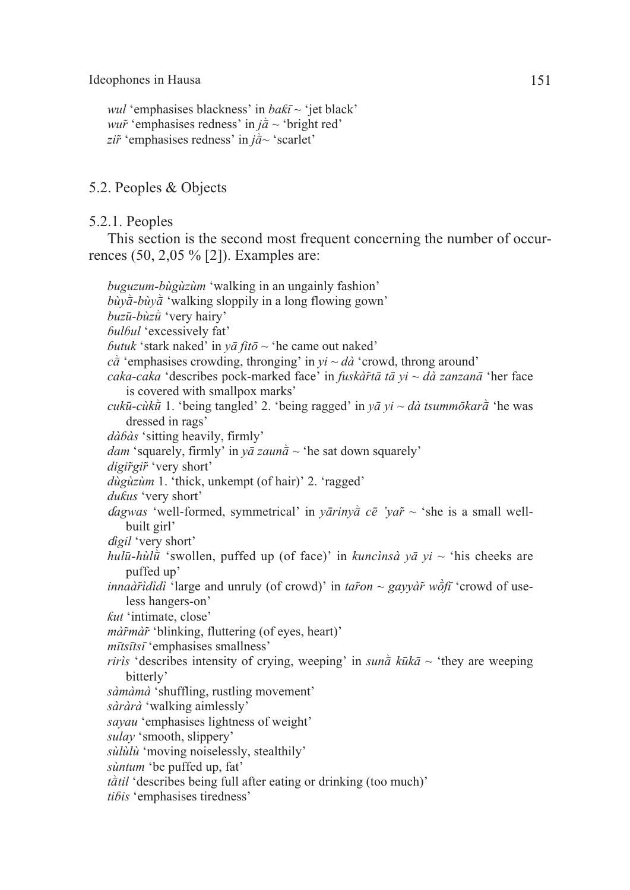*wul* 'emphasises blackness' in *baƙī* ~ 'jet black'
*wuȓ* 'emphasises redness' in *jā̀* ~ 'bright red'
*ziȓ* 'emphasises redness' in *jā̀*~ 'scarlet'

## 5.2. Peoples & Objects

### 5.2.1. Peoples

This section is the second most frequent concerning the number of occurrences (50, 2,05 % [2]). Examples are:

*buguzum-bùgùzùm* 'walking in an ungainly fashion'
*bùyā̀-bùyā̀* 'walking sloppily in a long flowing gown'
*buzū-bùzū̀* 'very hairy'
*ɓulɓul* 'excessively fat'
*ɓutuk* 'stark naked' in *yā fitō* ~ 'he came out naked'
*cā̀* 'emphasises crowding, thronging' in *yi* ~ *dà* 'crowd, throng around'
*caka-caka* 'describes pock-marked face' in *fuskàȓtā tā yi* ~ *dà zanzanā* 'her face is covered with smallpox marks'
*cukū-cùkū̀* 1. 'being tangled' 2. 'being ragged' in *yā yi* ~ *dà tsummōkarā̀* 'he was dressed in rags'
*dàɓàs* 'sitting heavily, firmly'
*dam* 'squarely, firmly' in *yā zaunā̀* ~ 'he sat down squarely'
*digiȓgiȓ* 'very short'
*dùgùzùm* 1. 'thick, unkempt (of hair)' 2. 'ragged'
*duƙus* 'very short'
*ɗagwas* 'well-formed, symmetrical' in *yārinyā̀ cē 'yaȓ* ~ 'she is a small well-built girl'
*ɗigil* 'very short'
*hulū-hùlū̀* 'swollen, puffed up (of face)' in *kuncìnsà yā yi* ~ 'his cheeks are puffed up'
*innaàȓìdìdì* 'large and unruly (of crowd)' in *taȓon* ~ *gayyàȓ wṑfī* 'crowd of useless hangers-on'
*ƙut* 'intimate, close'
*màȓmàȓ* 'blinking, fluttering (of eyes, heart)'
*mītsītsī* 'emphasises smallness'
*rirìs* 'describes intensity of crying, weeping' in *sunā̀ kūkā* ~ 'they are weeping bitterly'
*sàmàmà* 'shuffling, rustling movement'
*sàràrà* 'walking aimlessly'
*sayau* 'emphasises lightness of weight'
*sulay* 'smooth, slippery'
*sùlùlù* 'moving noiselessly, stealthily'
*sùntum* 'be puffed up, fat'
*tā̀til* 'describes being full after eating or drinking (too much)'
*tiɓis* 'emphasises tiredness'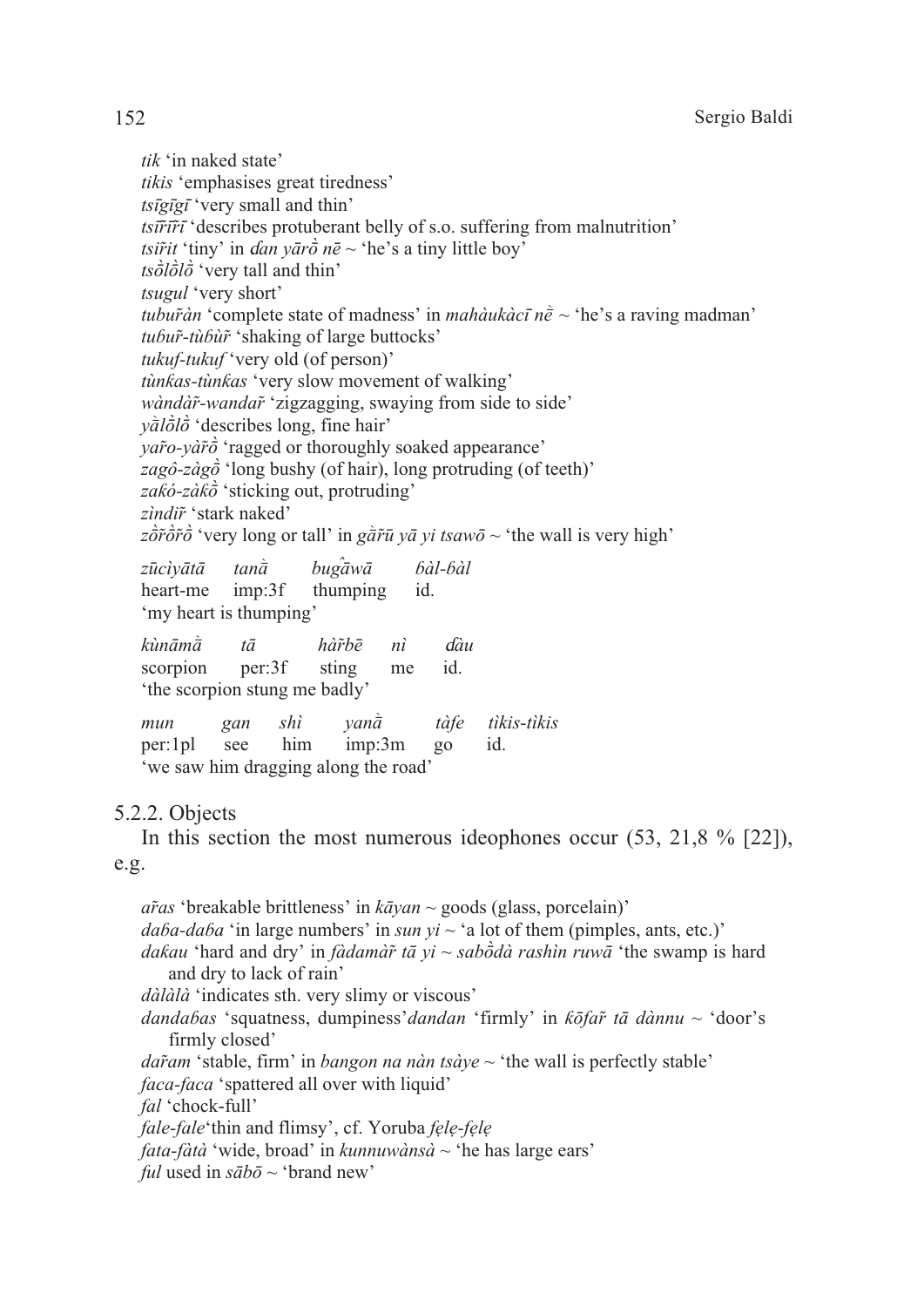*tik* 'in naked state'
*tikis* 'emphasises great tiredness'
*tsīgīgī* 'very small and thin'
*tsīr̃īr̃ī* 'describes protuberant belly of s.o. suffering from malnutrition'
*tsir̃it* 'tiny' in *ɗan yārṑ nē* ~ 'he's a tiny little boy'
*tsȍlȍlȍ* 'very tall and thin'
*tsugul* 'very short'
*tubur̃àn* 'complete state of madness' in *mahàukàcī nḕ* ~ 'he's a raving madman'
*tuɓur̃-tùɓùr̃* 'shaking of large buttocks'
*tukuf-tukuf* 'very old (of person)'
*tùnƙas-tùnƙas* 'very slow movement of walking'
*wàndàr̃-wandar̃* 'zigzagging, swaying from side to side'
*yȁlȍlȍ* 'describes long, fine hair'
*yar̃o-yàr̃ȍ* 'ragged or thoroughly soaked appearance'
*zagô-zàgȍ* 'long bushy (of hair), long protruding (of teeth)'
*zaƙó-zàƙȍ* 'sticking out, protruding'
*zìndir̃* 'stark naked'
*zȍr̃ȍr̃ȍ* 'very long or tall' in *gȁr̃ū yā yi tsawō* ~ 'the wall is very high'

*zūcìyātā* *tanȁ* *bugȃwā* *ɓàl-ɓàl*
heart-me imp:3f thumping id.
'my heart is thumping'

*kùnāmȁ* *tā* *hàr̃bē* *nì* *ɗàu*
scorpion per:3f sting me id.
'the scorpion stung me badly'

*mun* *gan* *shì* *yanȁ* *tàfe* *tìkis-tìkis*
per:1pl see him imp:3m go id.
'we saw him dragging along the road'

### 5.2.2. Objects

In this section the most numerous ideophones occur (53, 21,8 % [22]), e.g.

*ar̃as* 'breakable brittleness' in *kāyan* ~ goods (glass, porcelain)'
*daɓa-daɓa* 'in large numbers' in *sun yi* ~ 'a lot of them (pimples, ants, etc.)'
*daƙau* 'hard and dry' in *fàdamàr̃ tā yi* ~ *sabȍdà rashìn ruwā* 'the swamp is hard and dry to lack of rain'
*dàlàlà* 'indicates sth. very slimy or viscous'
*dandaɓas* 'squatness, dumpiness'*dandan* 'firmly' in *ƙōfar̃ tā dànnu* ~ 'door's firmly closed'
*dar̃am* 'stable, firm' in *bangon na nàn tsàye* ~ 'the wall is perfectly stable'
*faca-faca* 'spattered all over with liquid'
*fal* 'chock-full'
*fale-fale*'thin and flimsy', cf. Yoruba *fẹlẹ-fẹlẹ*
*fata-fàtà* 'wide, broad' in *kunnuwànsà* ~ 'he has large ears'
*ful* used in *sābō* ~ 'brand new'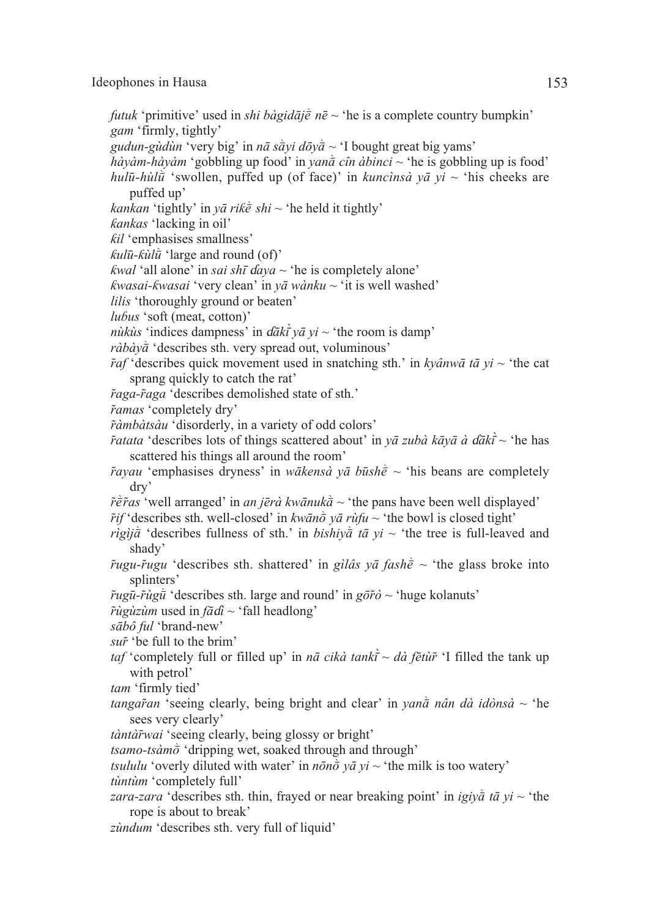*futuk* 'primitive' used in *shi bàgidājḕ nē* ~ 'he is a complete country bumpkin'

*gam* 'firmly, tightly'

*gudun-gùdùn* 'very big' in *nā sā̀yi dōyā̀* ~ 'I bought great big yams'

*hàyàm-hàyàm* 'gobbling up food' in *yanā̀ cîn àbinci* ~ 'he is gobbling up is food'

*hulū-hùlū̀* 'swollen, puffed up (of face)' in *kuncìnsà yā yi* ~ 'his cheeks are puffed up'

*kankan* 'tightly' in *yā riƙḕ shi* ~ 'he held it tightly'

*ƙankas* 'lacking in oil'

*ƙil* 'emphasises smallness'

*ƙulū-ƙùlū̀* 'large and round (of)'

*ƙwal* 'all alone' in *sai shī ɗaya* ~ 'he is completely alone'

*ƙwasai-ƙwasai* 'very clean' in *yā wànku* ~ 'it is well washed'

*lilis* 'thoroughly ground or beaten'

*luɓus* 'soft (meat, cotton)'

*nùkùs* 'indices dampness' in *ɗākī̀ yā yi* ~ 'the room is damp'

*ràbàyā̀* 'describes sth. very spread out, voluminous'

*r̃af* 'describes quick movement used in snatching sth.' in *kyânwā tā yi* ~ 'the cat sprang quickly to catch the rat'

*r̃aga-r̃aga* 'describes demolished state of sth.'

*r̃amas* 'completely dry'

*r̃àmbàtsàu* 'disorderly, in a variety of odd colors'

*r̃atata* 'describes lots of things scattered about' in *yā zubà kāyā à ɗākī̀* ~ 'he has scattered his things all around the room'

*r̃ayau* 'emphasises dryness' in *wākensà yā būshḕ* ~ 'his beans are completely dry'

*r̃ḕr̃as* 'well arranged' in *an jērà kwānukā̀* ~ 'the pans have been well displayed'

*r̃if* 'describes sth. well-closed' in *kwānṑ yā rùfu* ~ 'the bowl is closed tight'

*rìgìjā̀* 'describes fullness of sth.' in *bishiyā̀ tā yi* ~ 'the tree is full-leaved and shady'

*r̃ugu-r̃ugu* 'describes sth. shattered' in *gìlâs yā fashḕ* ~ 'the glass broke into splinters'

*r̃ugū-r̃ùgū̀* 'describes sth. large and round' in *gōr̃ò* ~ 'huge kolanuts'

*r̃ùgùzùm* used in *fāɗì* ~ 'fall headlong'

*sābô ful* 'brand-new'

*sur̃* 'be full to the brim'

*taf* 'completely full or filled up' in *nā cikà tankī̀* ~ *dà fētùr̃* 'I filled the tank up with petrol'

*tam* 'firmly tied'

*tangar̃an* 'seeing clearly, being bright and clear' in *yanā̀ nân dà idònsà* ~ 'he sees very clearly'

*tàntàr̃wai* 'seeing clearly, being glossy or bright'

*tsamo-tsàmṑ* 'dripping wet, soaked through and through'

*tsululu* 'overly diluted with water' in *nōnṑ yā yi* ~ 'the milk is too watery'

*tùntùm* 'completely full'

*zara-zara* 'describes sth. thin, frayed or near breaking point' in *igiyā̀ tā yi* ~ 'the rope is about to break'

*zùndum* 'describes sth. very full of liquid'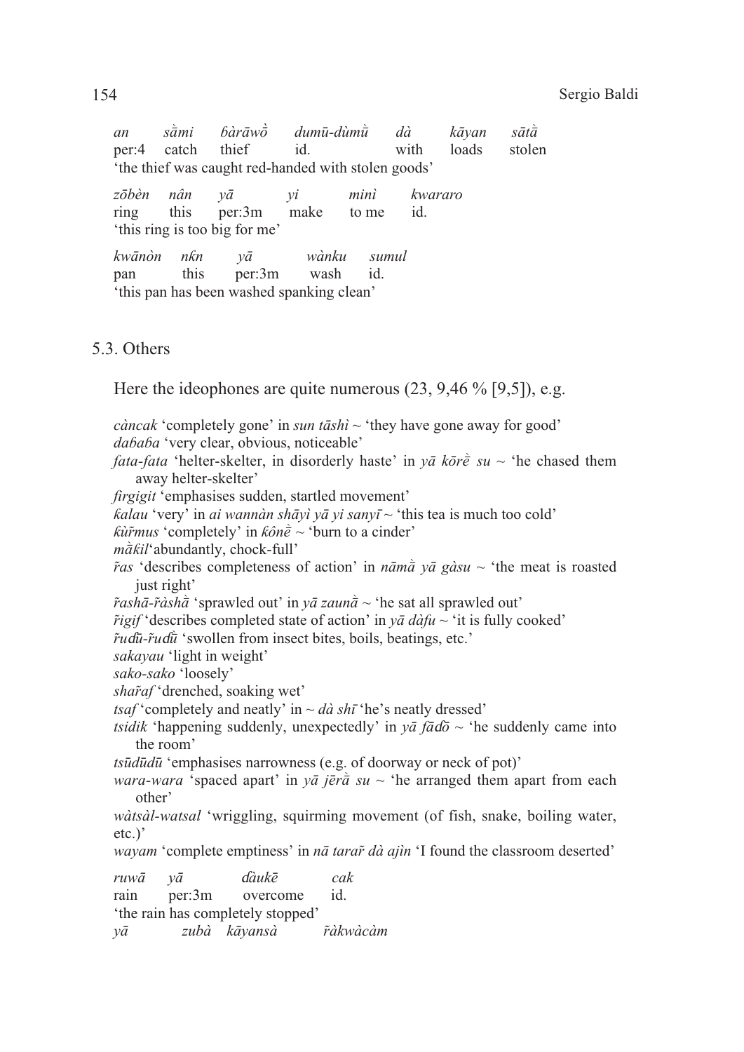| *an* | *sā̀mi* | *ɓàrāwṑ* | *dumū-dùmū̀* | *dà* | *kāyan* | *sātā̀* |
|---|---|---|---|---|---|---|
| per:4 | catch | thief | id. | with | loads | stolen |

'the thief was caught red-handed with stolen goods'

| *zōbèn* | *nân* | *yā* | *yi* | *minì* | *kwararo* |
|---|---|---|---|---|---|
| ring | this | per:3m | make | to me | id. |

'this ring is too big for me'

| *kwānòn* | *nƙn* | *yā* | *wànku* | *sumul* |
|---|---|---|---|---|
| pan | this | per:3m | wash | id. |

'this pan has been washed spanking clean'

## 5.3. Others

Here the ideophones are quite numerous (23, 9,46 % [9,5]), e.g.

*càncak* 'completely gone' in *sun tāshì* ~ 'they have gone away for good'
*daɓaɓa* 'very clear, obvious, noticeable'
*fata-fata* 'helter-skelter, in disorderly haste' in *yā kōrḕ su* ~ 'he chased them away helter-skelter'
*firgigit* 'emphasises sudden, startled movement'
*ƙalau* 'very' in *ai wannàn shāyì yā yi sanyī* ~ 'this tea is much too cold'
*ƙùr̃mus* 'completely' in *ƙônḕ* ~ 'burn to a cinder'
*mā̀ƙil*'abundantly, chock-full'
*r̃as* 'describes completeness of action' in *nāmā̀ yā gàsu* ~ 'the meat is roasted just right'
*r̃ashā-r̃àshā̀* 'sprawled out' in *yā zaunā̀* ~ 'he sat all sprawled out'
*r̃igif* 'describes completed state of action' in *yā dàfu* ~ 'it is fully cooked'
*r̃uɗū-r̃uɗū̀* 'swollen from insect bites, boils, beatings, etc.'
*sakayau* 'light in weight'
*sako-sako* 'loosely'
*shar̃af* 'drenched, soaking wet'
*tsaf* 'completely and neatly' in ~ *dà shī* 'he's neatly dressed'
*tsidik* 'happening suddenly, unexpectedly' in *yā fāɗō* ~ 'he suddenly came into the room'
*tsūdūdū* 'emphasises narrowness (e.g. of doorway or neck of pot)'
*wara-wara* 'spaced apart' in *yā jērā̀ su* ~ 'he arranged them apart from each other'
*wàtsàl-watsal* 'wriggling, squirming movement (of fish, snake, boiling water, etc.)'
*wayam* 'complete emptiness' in *nā tarar̃ dà ajìn* 'I found the classroom deserted'

| *ruwā* | *yā* | *ɗàukē* | *cak* |
|---|---|---|---|
| rain | per:3m | overcome | id. |

'the rain has completely stopped'

*yā* *zubà* *kāyansà* *r̃àkwàcàm*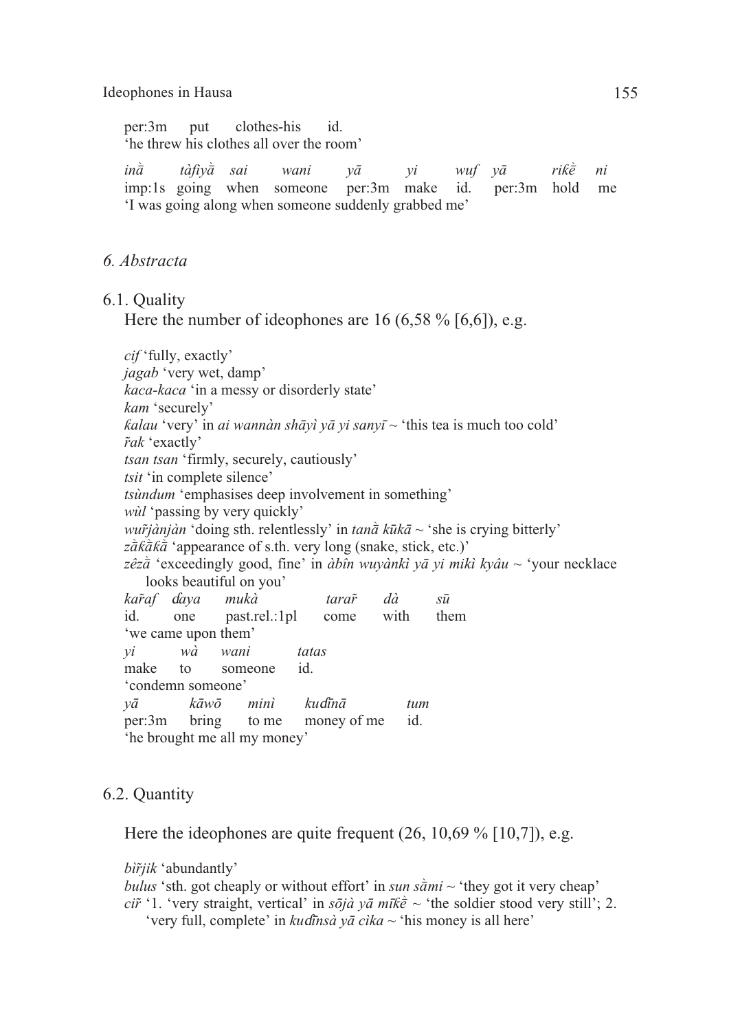per:3m put clothes-his id.
'he threw his clothes all over the room'

*inā̀ tàfiyā̀ sai wani yā yi wuf yā rikḕ ni*
imp:1s going when someone per:3m make id. per:3m hold me
'I was going along when someone suddenly grabbed me'

## 6. Abstracta

### 6.1. Quality

Here the number of ideophones are 16 (6,58 % [6,6]), e.g.

*cif* 'fully, exactly'
*jagab* 'very wet, damp'
*kaca-kaca* 'in a messy or disorderly state'
*kam* 'securely'
*ƙalau* 'very' in *ai wannàn shāyì yā yi sanyī* ~ 'this tea is much too cold'
*r̃ak* 'exactly'
*tsan tsan* 'firmly, securely, cautiously'
*tsit* 'in complete silence'
*tsùndum* 'emphasises deep involvement in something'
*wùl* 'passing by very quickly'
*wur̃jànjàn* 'doing sth. relentlessly' in *tanā̀ kūkā* ~ 'she is crying bitterly'
*zā̀ƙā̀ƙā̀* 'appearance of s.th. very long (snake, stick, etc.)'
*zêzā̀* 'exceedingly good, fine' in *àbîn wuyànkì yā yi mikì kyâu* ~ 'your necklace looks beautiful on you'

*kar̃af ɗaya mukà tarar̃ dà sū*
id. one past.rel.:1pl come with them
'we came upon them'

*yi wà wani tatas*
make to someone id.
'condemn someone'

*yā kāwō minì kuɗīnā tum*
per:3m bring to me money of me id.
'he brought me all my money'

### 6.2. Quantity

Here the ideophones are quite frequent (26, 10,69 % [10,7]), e.g.

*bìr̃jik* 'abundantly'
*bulus* 'sth. got cheaply or without effort' in *sun sā̀mi* ~ 'they got it very cheap'
*cir̃* '1. 'very straight, vertical' in *sōjà yā mīkḕ* ~ 'the soldier stood very still'; 2. 'very full, complete' in *kuɗīnsà yā cika* ~ 'his money is all here'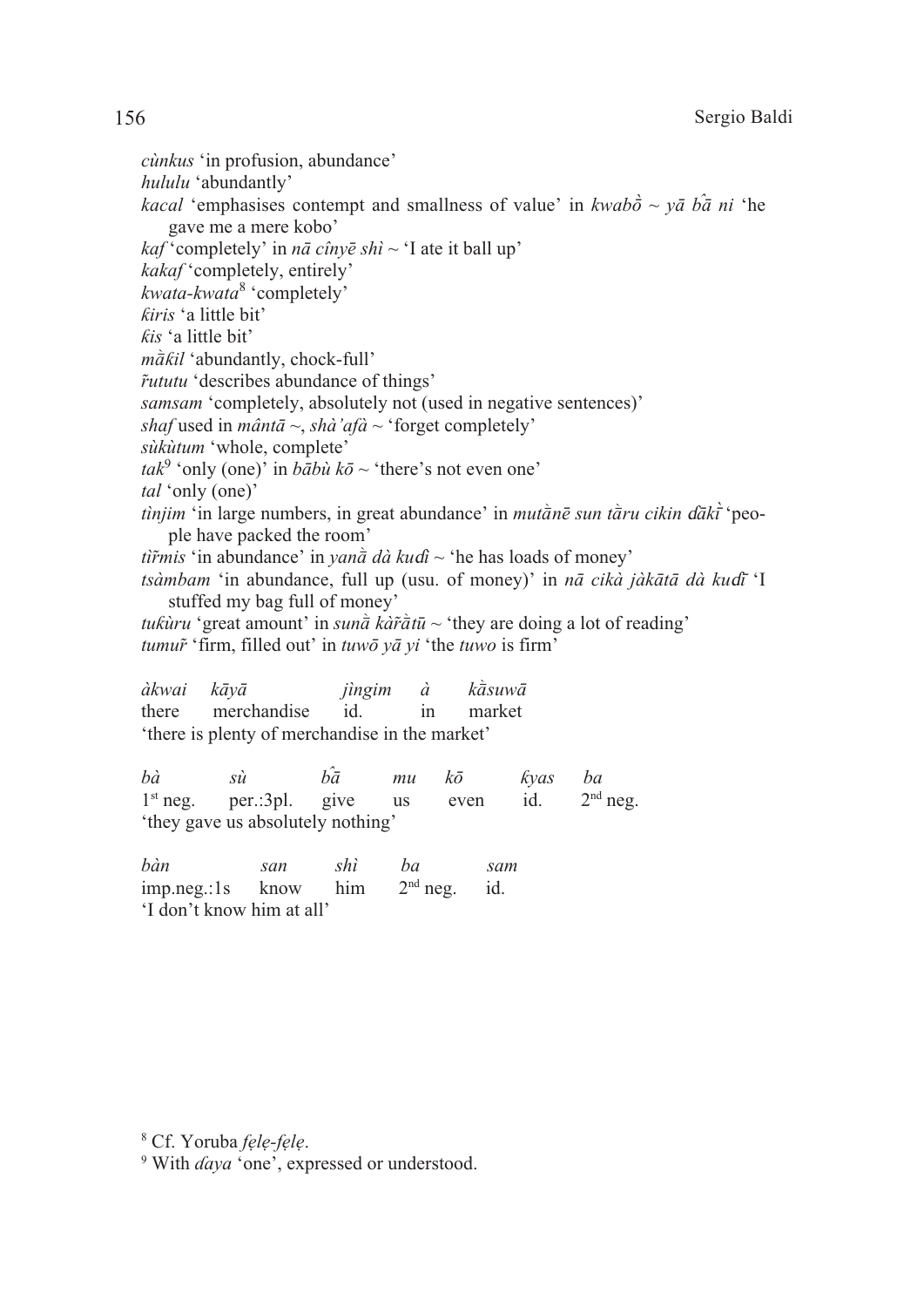*cùnkus* 'in profusion, abundance'
*hululu* 'abundantly'
*kacal* 'emphasises contempt and smallness of value' in *kwabò̄* ~ *yā bā̂ ni* 'he gave me a mere kobo'
*kaf* 'completely' in *nā cînyē shì* ~ 'I ate it ball up'
*kakaf* 'completely, entirely'
*kwata-kwata*[8] 'completely'
*ƙiris* 'a little bit'
*ƙis* 'a little bit'
*mā̀ƙil* 'abundantly, chock-full'
*r̃ututu* 'describes abundance of things'
*samsam* 'completely, absolutely not (used in negative sentences)'
*shaf* used in *mântā* ~, *shà'afà* ~ 'forget completely'
*sùkùtum* 'whole, complete'
*tak*[9] 'only (one)' in *bābù kō* ~ 'there's not even one'
*tal* 'only (one)'
*tìnjim* 'in large numbers, in great abundance' in *mutā̀nē sun tā̀ru cikin ɗā̀kī̀* 'people have packed the room'
*tìr̃mis* 'in abundance' in *yanā̀ dà kuɗì* ~ 'he has loads of money'
*tsàmbam* 'in abundance, full up (usu. of money)' in *nā cikà jàkātā dà kuɗī* 'I stuffed my bag full of money'
*tuƙùru* 'great amount' in *sunā̀ kàr̃ā̀tū* ~ 'they are doing a lot of reading'
*tumur̃* 'firm, filled out' in *tuwō yā yi* 'the *tuwo* is firm'

| *àkwai* | *kāyā* | *jìngim* | *à* | *kā̀suwā* |
|---|---|---|---|---|
| there | merchandise | id. | in | market |

'there is plenty of merchandise in the market'

| *bà* | *sù* | *bā̂* | *mu* | *kō* | *ƙyas* | *ba* |
|---|---|---|---|---|---|---|
| 1st neg. | per.:3pl. | give | us | even | id. | 2nd neg. |

'they gave us absolutely nothing'

| *bàn* | *san* | *shì* | *ba* | *sam* |
|---|---|---|---|---|
| imp.neg.:1s | know | him | 2nd neg. | id. |

'I don't know him at all'

---

[8] Cf. Yoruba *fẹlẹ-fẹlẹ*.
[9] With *ɗaya* 'one', expressed or understood.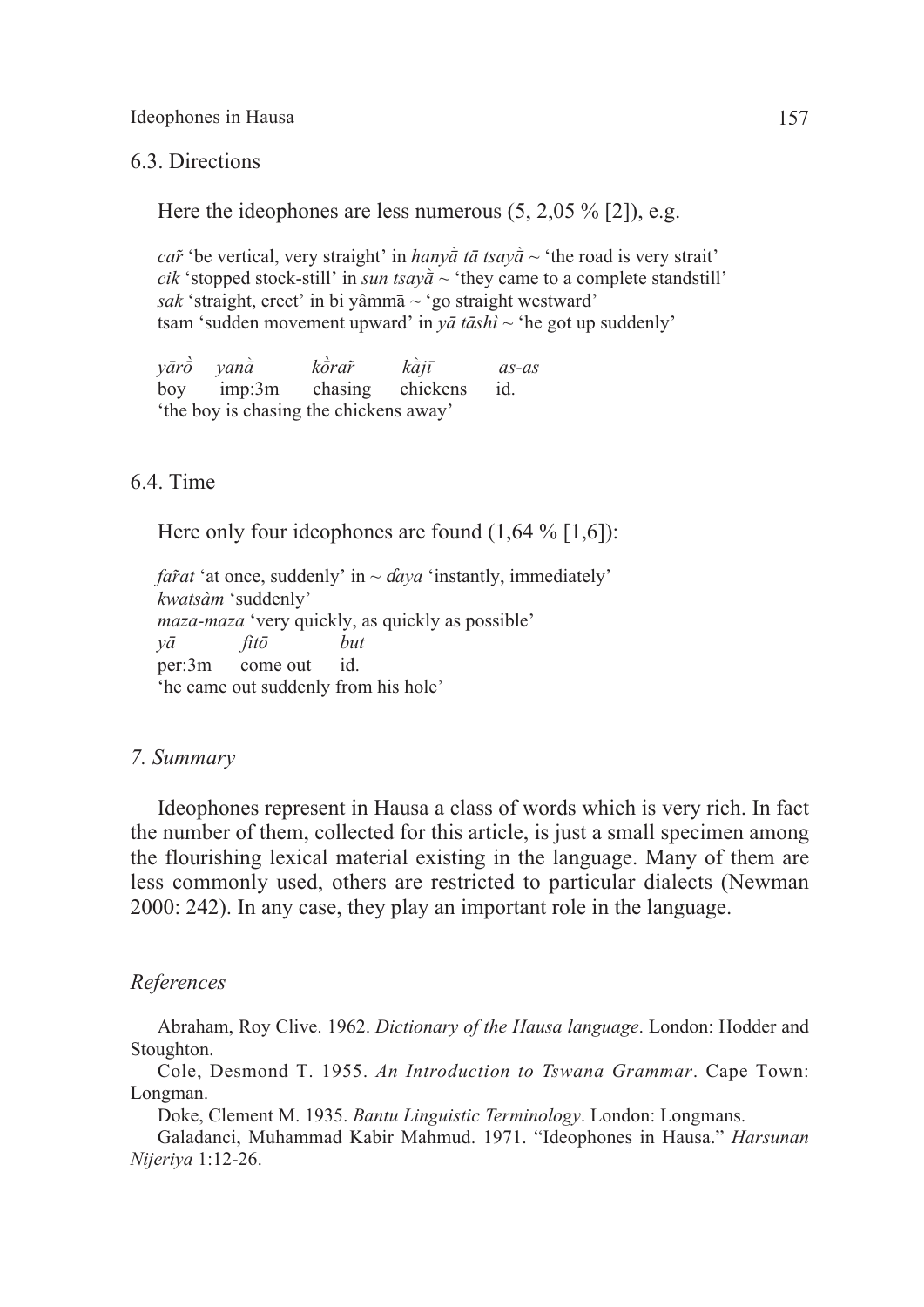## 6.3. Directions

Here the ideophones are less numerous (5, 2,05 % [2]), e.g.

*caȓ* 'be vertical, very straight' in *hanyà̄ tā tsayà̄* ~ 'the road is very strait'
*cik* 'stopped stock-still' in *sun tsayà̄* ~ 'they came to a complete standstill'
*sak* 'straight, erect' in bi yâmmā ~ 'go straight westward'
tsam 'sudden movement upward' in *yā tāshì* ~ 'he got up suddenly'

| *yārò̄* | *yanà̄* | *kò̄raȓ* | *kà̄jī* | *as-as* |
|---|---|---|---|---|
| boy | imp:3m | chasing | chickens | id. |

'the boy is chasing the chickens away'

## 6.4. Time

Here only four ideophones are found (1,64 % [1,6]):

*faȓat* 'at once, suddenly' in ~ *ɗaya* 'instantly, immediately'
*kwatsàm* 'suddenly'
*maza-maza* 'very quickly, as quickly as possible'

| *yā* | *fitō* | *but* |
|---|---|---|
| per:3m | come out | id. |

'he came out suddenly from his hole'

## *7. Summary*

Ideophones represent in Hausa a class of words which is very rich. In fact the number of them, collected for this article, is just a small specimen among the flourishing lexical material existing in the language. Many of them are less commonly used, others are restricted to particular dialects (Newman 2000: 242). In any case, they play an important role in the language.

## *References*

Abraham, Roy Clive. 1962. *Dictionary of the Hausa language*. London: Hodder and Stoughton.

Cole, Desmond T. 1955. *An Introduction to Tswana Grammar*. Cape Town: Longman.

Doke, Clement M. 1935. *Bantu Linguistic Terminology*. London: Longmans.

Galadanci, Muhammad Kabir Mahmud. 1971. "Ideophones in Hausa." *Harsunan Nijeriya* 1:12-26.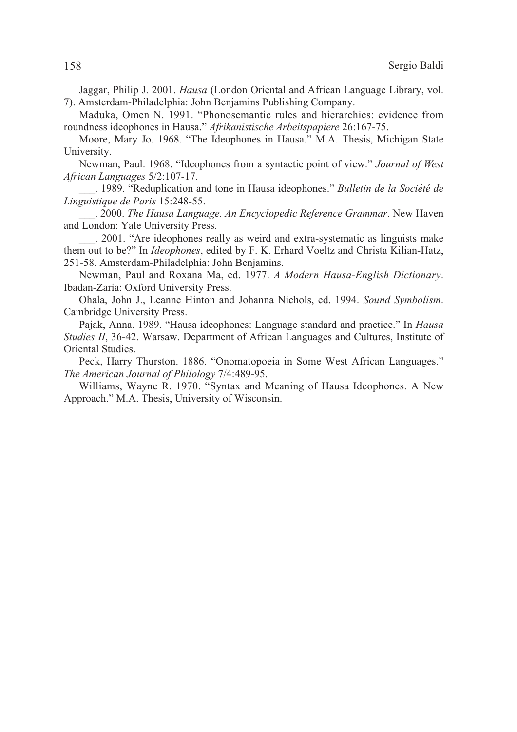Jaggar, Philip J. 2001. *Hausa* (London Oriental and African Language Library, vol. 7). Amsterdam-Philadelphia: John Benjamins Publishing Company.

Maduka, Omen N. 1991. "Phonosemantic rules and hierarchies: evidence from roundness ideophones in Hausa." *Afrikanistische Arbeitspapiere* 26:167-75.

Moore, Mary Jo. 1968. "The Ideophones in Hausa." M.A. Thesis, Michigan State University.

Newman, Paul. 1968. "Ideophones from a syntactic point of view." *Journal of West African Languages* 5/2:107-17.

___. 1989. "Reduplication and tone in Hausa ideophones." *Bulletin de la Société de Linguistique de Paris* 15:248-55.

___. 2000. *The Hausa Language. An Encyclopedic Reference Grammar*. New Haven and London: Yale University Press.

___. 2001. "Are ideophones really as weird and extra-systematic as linguists make them out to be?" In *Ideophones*, edited by F. K. Erhard Voeltz and Christa Kilian-Hatz, 251-58. Amsterdam-Philadelphia: John Benjamins.

Newman, Paul and Roxana Ma, ed. 1977. *A Modern Hausa-English Dictionary*. Ibadan-Zaria: Oxford University Press.

Ohala, John J., Leanne Hinton and Johanna Nichols, ed. 1994. *Sound Symbolism*. Cambridge University Press.

Pajak, Anna. 1989. "Hausa ideophones: Language standard and practice." In *Hausa Studies II*, 36-42. Warsaw. Department of African Languages and Cultures, Institute of Oriental Studies.

Peck, Harry Thurston. 1886. "Onomatopoeia in Some West African Languages." *The American Journal of Philology* 7/4:489-95.

Williams, Wayne R. 1970. "Syntax and Meaning of Hausa Ideophones. A New Approach." M.A. Thesis, University of Wisconsin.